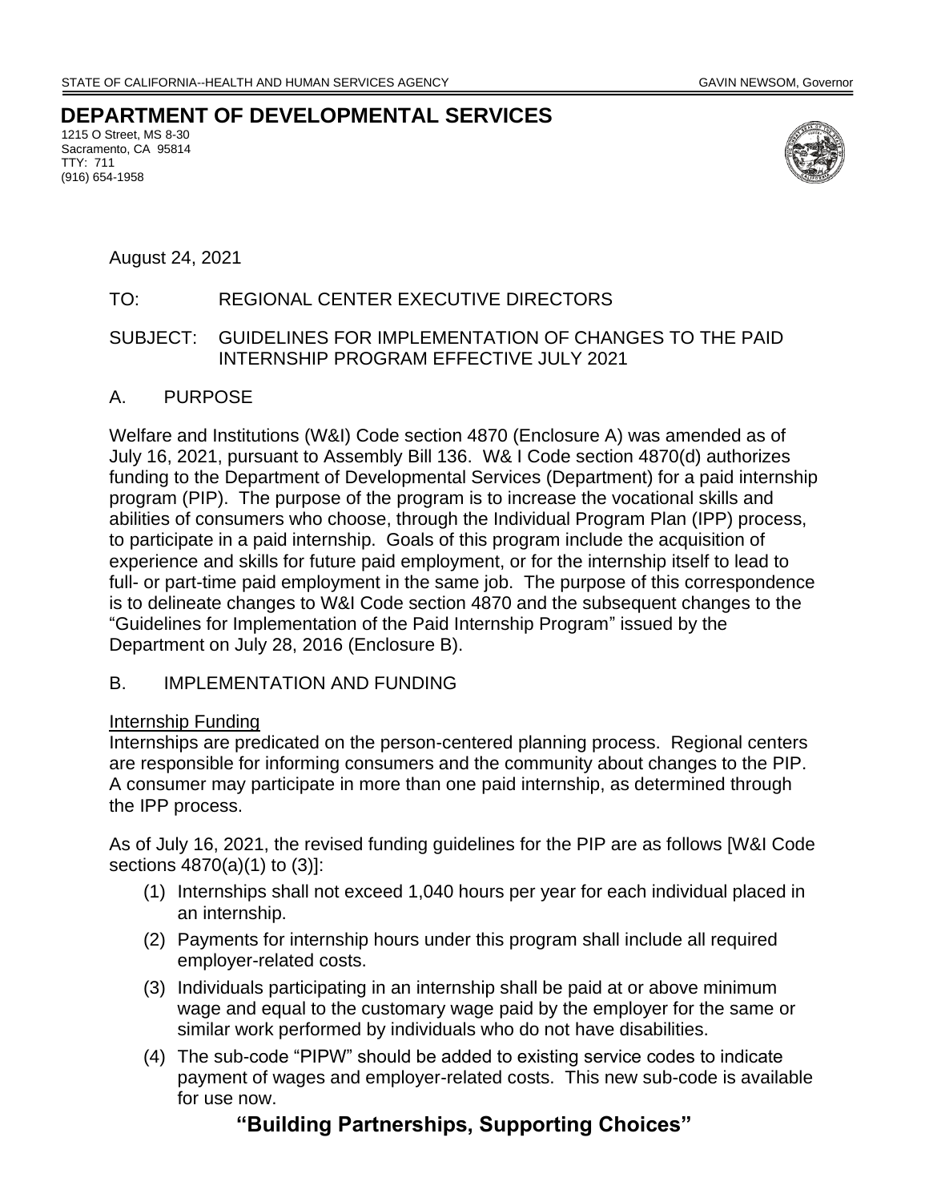STATE OF CALIFORNIA--HEALTH AND HUMAN SERVICES AGENCY GAVIN NEWSOM, Governor

# DEPARTMENT OF DEVELOPMENTAL SERVICES

1215 O Street, MS 8-30
Sacramento, CA 95814
TTY: 711
(916) 654-1958

August 24, 2021

TO: REGIONAL CENTER EXECUTIVE DIRECTORS

SUBJECT: GUIDELINES FOR IMPLEMENTATION OF CHANGES TO THE PAID INTERNSHIP PROGRAM EFFECTIVE JULY 2021

## A. PURPOSE

Welfare and Institutions (W&I) Code section 4870 (Enclosure A) was amended as of July 16, 2021, pursuant to Assembly Bill 136. W& I Code section 4870(d) authorizes funding to the Department of Developmental Services (Department) for a paid internship program (PIP). The purpose of the program is to increase the vocational skills and abilities of consumers who choose, through the Individual Program Plan (IPP) process, to participate in a paid internship. Goals of this program include the acquisition of experience and skills for future paid employment, or for the internship itself to lead to full- or part-time paid employment in the same job. The purpose of this correspondence is to delineate changes to W&I Code section 4870 and the subsequent changes to the "Guidelines for Implementation of the Paid Internship Program" issued by the Department on July 28, 2016 (Enclosure B).

## B. IMPLEMENTATION AND FUNDING

Internship Funding

Internships are predicated on the person-centered planning process. Regional centers are responsible for informing consumers and the community about changes to the PIP. A consumer may participate in more than one paid internship, as determined through the IPP process.

As of July 16, 2021, the revised funding guidelines for the PIP are as follows [W&I Code sections 4870(a)(1) to (3)]:

(1) Internships shall not exceed 1,040 hours per year for each individual placed in an internship.

(2) Payments for internship hours under this program shall include all required employer-related costs.

(3) Individuals participating in an internship shall be paid at or above minimum wage and equal to the customary wage paid by the employer for the same or similar work performed by individuals who do not have disabilities.

(4) The sub-code "PIPW" should be added to existing service codes to indicate payment of wages and employer-related costs. This new sub-code is available for use now.

**"Building Partnerships, Supporting Choices"**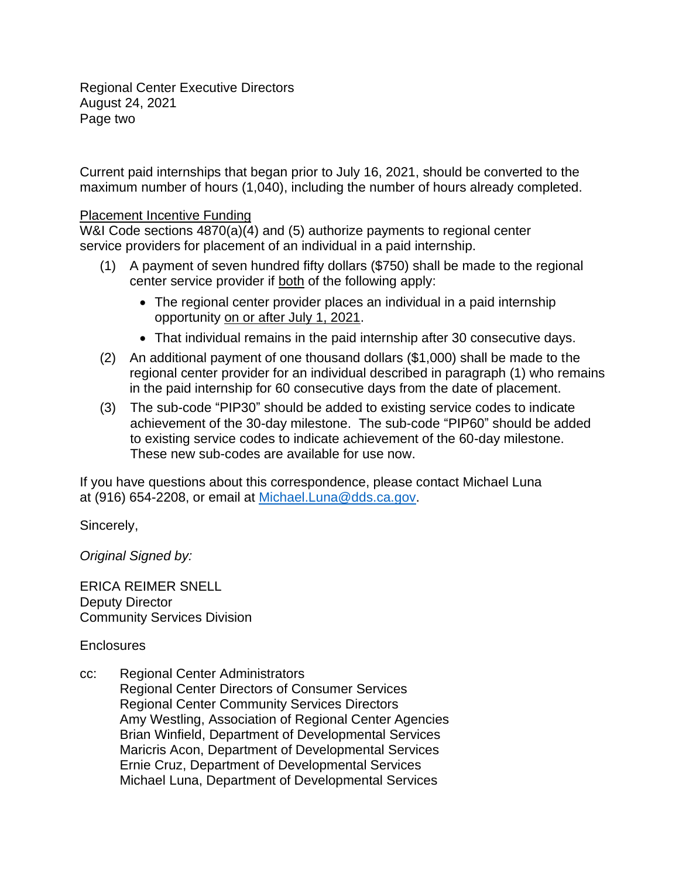Regional Center Executive Directors
August 24, 2021
Page two

Current paid internships that began prior to July 16, 2021, should be converted to the maximum number of hours (1,040), including the number of hours already completed.

<u>Placement Incentive Funding</u>
W&I Code sections 4870(a)(4) and (5) authorize payments to regional center service providers for placement of an individual in a paid internship.

(1) A payment of seven hundred fifty dollars ($750) shall be made to the regional center service provider if <u>both</u> of the following apply:
   - The regional center provider places an individual in a paid internship opportunity <u>on or after July 1, 2021</u>.
   - That individual remains in the paid internship after 30 consecutive days.

(2) An additional payment of one thousand dollars ($1,000) shall be made to the regional center provider for an individual described in paragraph (1) who remains in the paid internship for 60 consecutive days from the date of placement.

(3) The sub-code "PIP30" should be added to existing service codes to indicate achievement of the 30-day milestone. The sub-code "PIP60" should be added to existing service codes to indicate achievement of the 60-day milestone. These new sub-codes are available for use now.

If you have questions about this correspondence, please contact Michael Luna at (916) 654-2208, or email at Michael.Luna@dds.ca.gov.

Sincerely,

*Original Signed by:*

ERICA REIMER SNELL
Deputy Director
Community Services Division

Enclosures

cc: Regional Center Administrators
Regional Center Directors of Consumer Services
Regional Center Community Services Directors
Amy Westling, Association of Regional Center Agencies
Brian Winfield, Department of Developmental Services
Maricris Acon, Department of Developmental Services
Ernie Cruz, Department of Developmental Services
Michael Luna, Department of Developmental Services